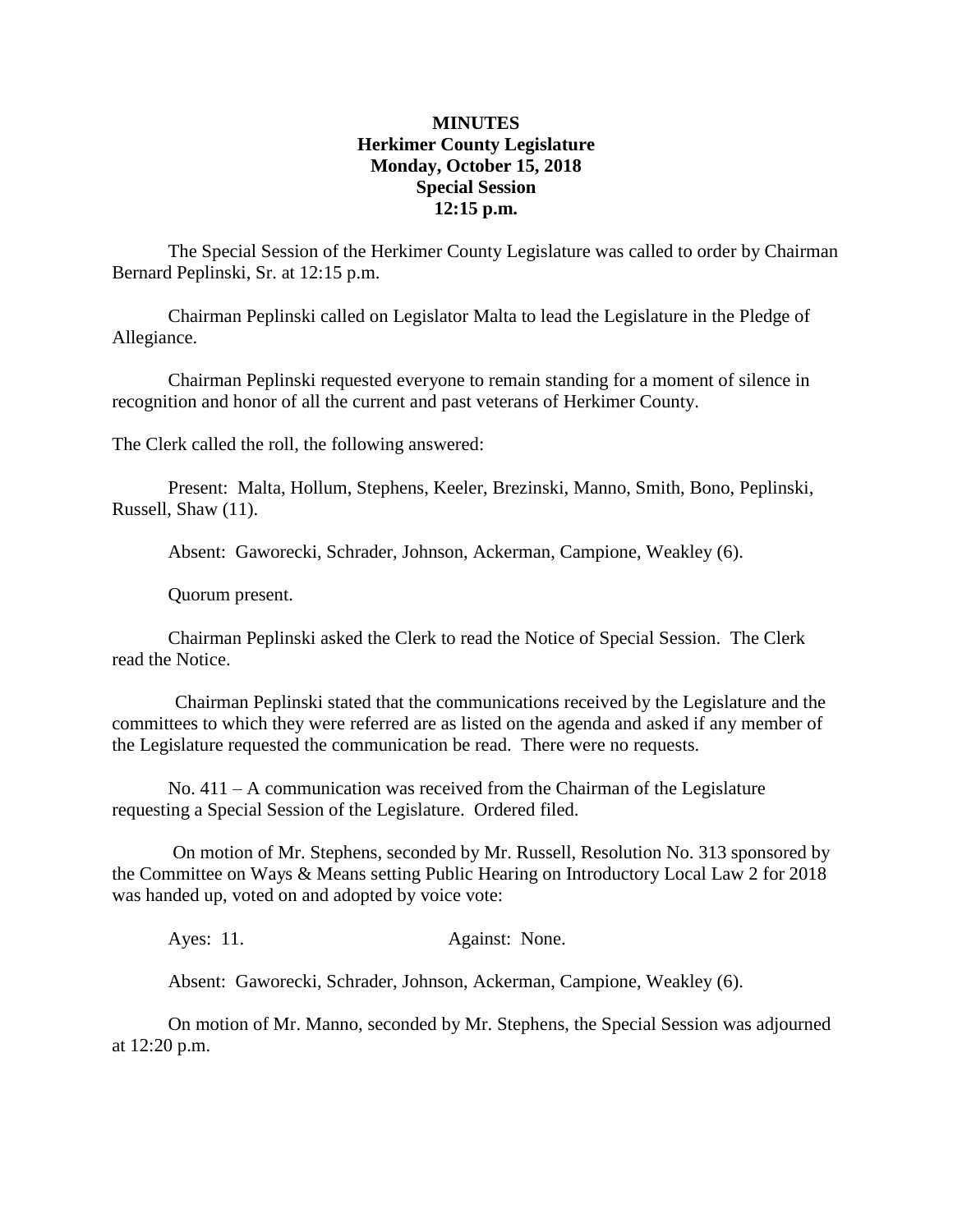# MINUTES
## Herkimer County Legislature
## Monday, October 15, 2018
## Special Session
## 12:15 p.m.

The Special Session of the Herkimer County Legislature was called to order by Chairman Bernard Peplinski, Sr. at 12:15 p.m.

Chairman Peplinski called on Legislator Malta to lead the Legislature in the Pledge of Allegiance.

Chairman Peplinski requested everyone to remain standing for a moment of silence in recognition and honor of all the current and past veterans of Herkimer County.

The Clerk called the roll, the following answered:

Present: Malta, Hollum, Stephens, Keeler, Brezinski, Manno, Smith, Bono, Peplinski, Russell, Shaw (11).

Absent: Gaworecki, Schrader, Johnson, Ackerman, Campione, Weakley (6).

Quorum present.

Chairman Peplinski asked the Clerk to read the Notice of Special Session. The Clerk read the Notice.

Chairman Peplinski stated that the communications received by the Legislature and the committees to which they were referred are as listed on the agenda and asked if any member of the Legislature requested the communication be read. There were no requests.

No. 411 – A communication was received from the Chairman of the Legislature requesting a Special Session of the Legislature. Ordered filed.

On motion of Mr. Stephens, seconded by Mr. Russell, Resolution No. 313 sponsored by the Committee on Ways & Means setting Public Hearing on Introductory Local Law 2 for 2018 was handed up, voted on and adopted by voice vote:

Ayes: 11. Against: None.

Absent: Gaworecki, Schrader, Johnson, Ackerman, Campione, Weakley (6).

On motion of Mr. Manno, seconded by Mr. Stephens, the Special Session was adjourned at 12:20 p.m.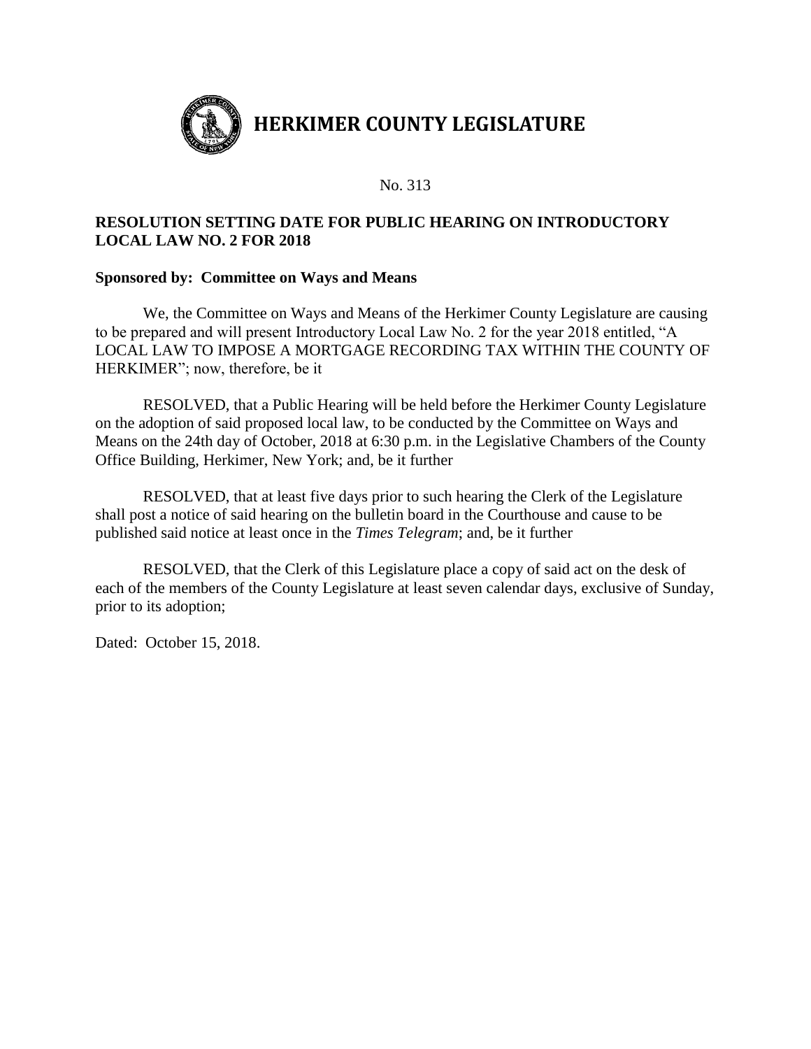# HERKIMER COUNTY LEGISLATURE

No. 313

**RESOLUTION SETTING DATE FOR PUBLIC HEARING ON INTRODUCTORY LOCAL LAW NO. 2 FOR 2018**

**Sponsored by: Committee on Ways and Means**

We, the Committee on Ways and Means of the Herkimer County Legislature are causing to be prepared and will present Introductory Local Law No. 2 for the year 2018 entitled, "A LOCAL LAW TO IMPOSE A MORTGAGE RECORDING TAX WITHIN THE COUNTY OF HERKIMER"; now, therefore, be it

RESOLVED, that a Public Hearing will be held before the Herkimer County Legislature on the adoption of said proposed local law, to be conducted by the Committee on Ways and Means on the 24th day of October, 2018 at 6:30 p.m. in the Legislative Chambers of the County Office Building, Herkimer, New York; and, be it further

RESOLVED, that at least five days prior to such hearing the Clerk of the Legislature shall post a notice of said hearing on the bulletin board in the Courthouse and cause to be published said notice at least once in the *Times Telegram*; and, be it further

RESOLVED, that the Clerk of this Legislature place a copy of said act on the desk of each of the members of the County Legislature at least seven calendar days, exclusive of Sunday, prior to its adoption;

Dated: October 15, 2018.